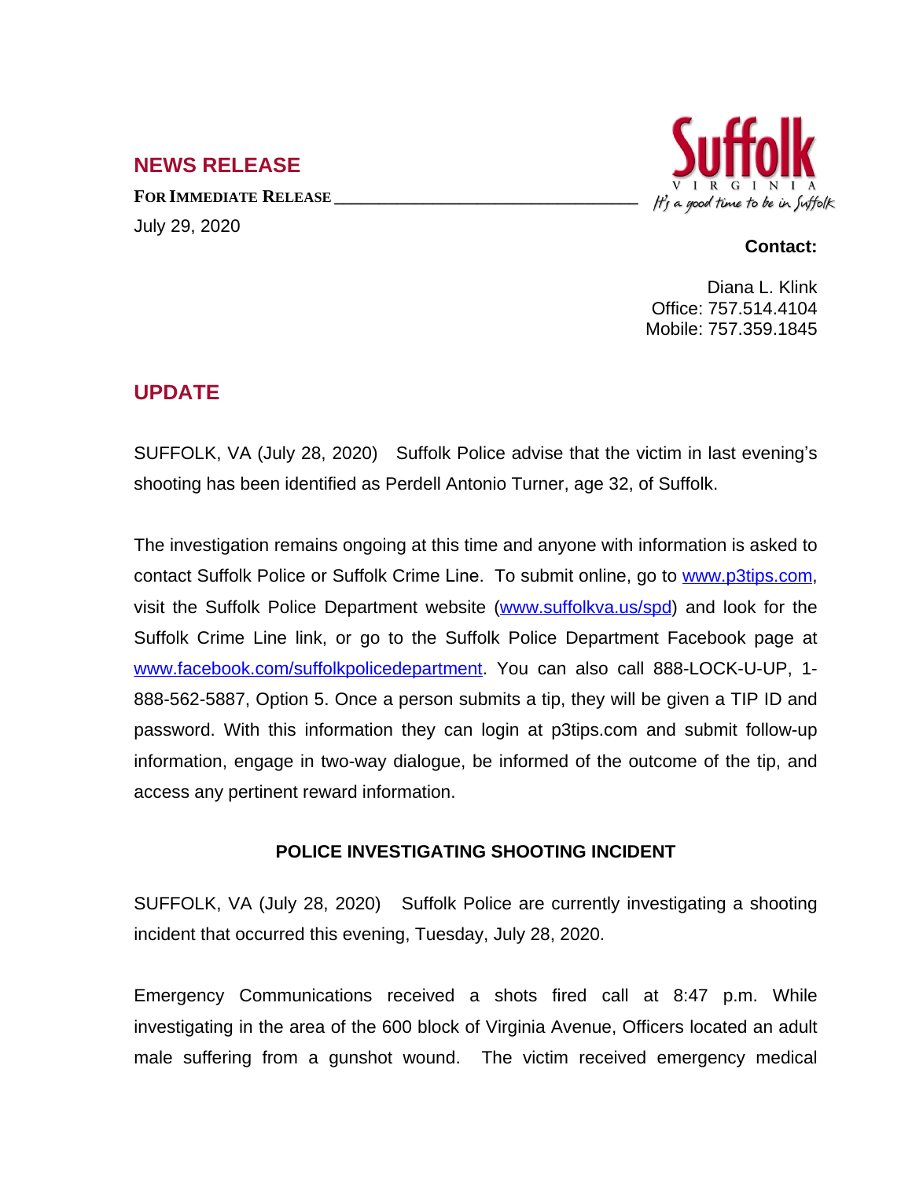## NEWS RELEASE

**FOR IMMEDIATE RELEASE**

July 29, 2020

Suffolk
VIRGINIA
It's a good time to be in Suffolk

**Contact:**

Diana L. Klink
Office: 757.514.4104
Mobile: 757.359.1845

## UPDATE

SUFFOLK, VA (July 28, 2020) Suffolk Police advise that the victim in last evening's shooting has been identified as Perdell Antonio Turner, age 32, of Suffolk.

The investigation remains ongoing at this time and anyone with information is asked to contact Suffolk Police or Suffolk Crime Line. To submit online, go to www.p3tips.com, visit the Suffolk Police Department website (www.suffolkva.us/spd) and look for the Suffolk Crime Line link, or go to the Suffolk Police Department Facebook page at www.facebook.com/suffolkpolicedepartment. You can also call 888-LOCK-U-UP, 1-888-562-5887, Option 5. Once a person submits a tip, they will be given a TIP ID and password. With this information they can login at p3tips.com and submit follow-up information, engage in two-way dialogue, be informed of the outcome of the tip, and access any pertinent reward information.

**POLICE INVESTIGATING SHOOTING INCIDENT**

SUFFOLK, VA (July 28, 2020) Suffolk Police are currently investigating a shooting incident that occurred this evening, Tuesday, July 28, 2020.

Emergency Communications received a shots fired call at 8:47 p.m. While investigating in the area of the 600 block of Virginia Avenue, Officers located an adult male suffering from a gunshot wound. The victim received emergency medical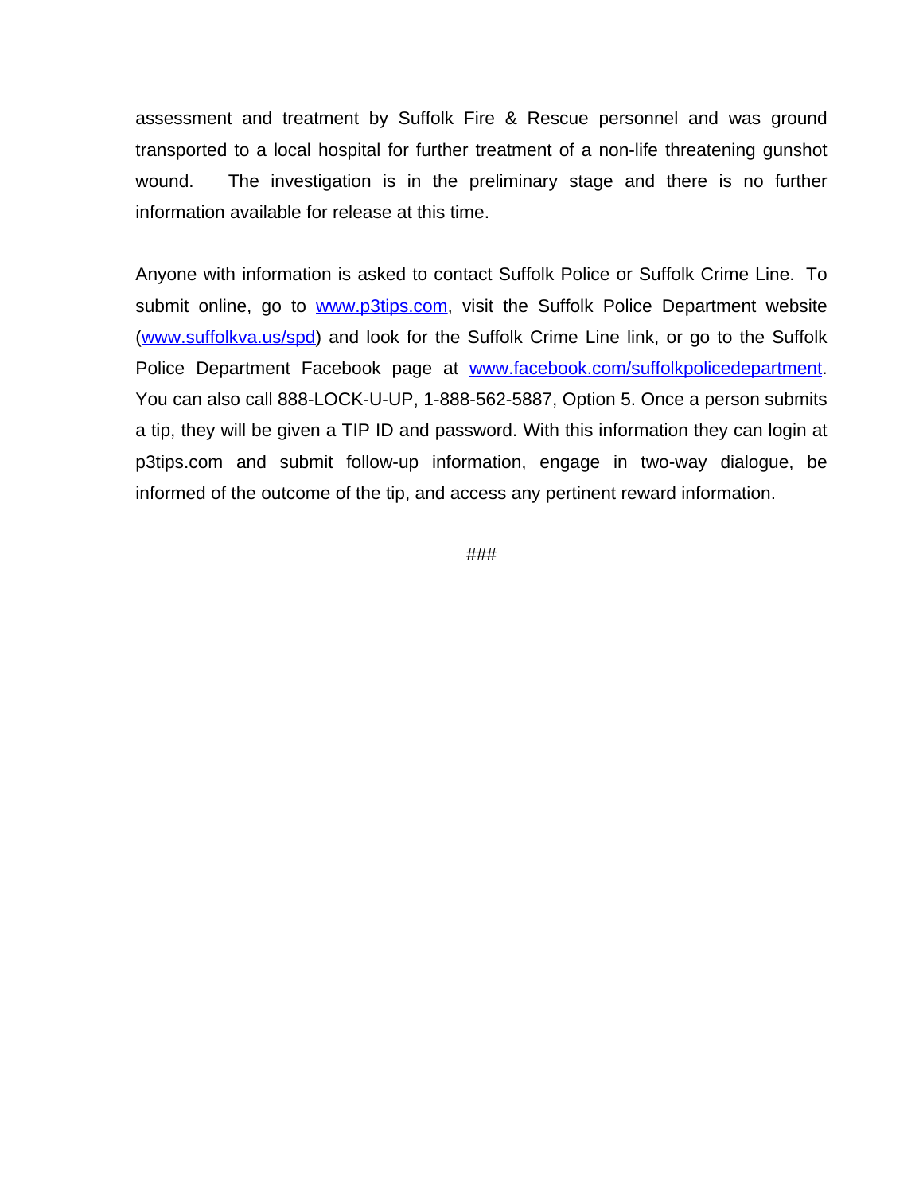assessment and treatment by Suffolk Fire & Rescue personnel and was ground transported to a local hospital for further treatment of a non-life threatening gunshot wound. The investigation is in the preliminary stage and there is no further information available for release at this time.

Anyone with information is asked to contact Suffolk Police or Suffolk Crime Line. To submit online, go to www.p3tips.com, visit the Suffolk Police Department website (www.suffolkva.us/spd) and look for the Suffolk Crime Line link, or go to the Suffolk Police Department Facebook page at www.facebook.com/suffolkpolicedepartment. You can also call 888-LOCK-U-UP, 1-888-562-5887, Option 5. Once a person submits a tip, they will be given a TIP ID and password. With this information they can login at p3tips.com and submit follow-up information, engage in two-way dialogue, be informed of the outcome of the tip, and access any pertinent reward information.

###